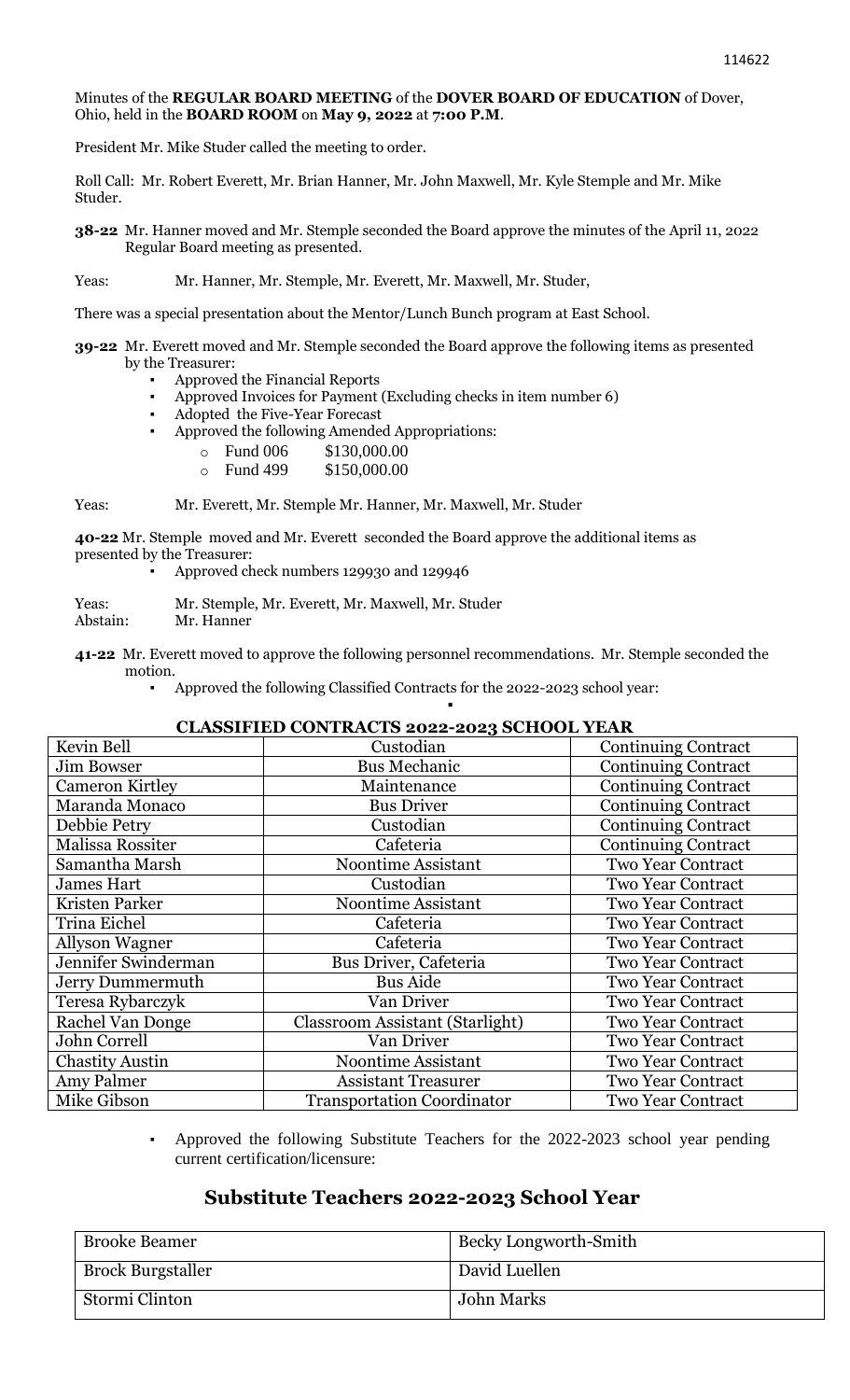Minutes of the **REGULAR BOARD MEETING** of the **DOVER BOARD OF EDUCATION** of Dover, Ohio, held in the **BOARD ROOM** on **May 9, 2022** at **7:00 P.M**.

President Mr. Mike Studer called the meeting to order.

Roll Call: Mr. Robert Everett, Mr. Brian Hanner, Mr. John Maxwell, Mr. Kyle Stemple and Mr. Mike Studer.

**38-22** Mr. Hanner moved and Mr. Stemple seconded the Board approve the minutes of the April 11, 2022 Regular Board meeting as presented.

Yeas: Mr. Hanner, Mr. Stemple, Mr. Everett, Mr. Maxwell, Mr. Studer,

There was a special presentation about the Mentor/Lunch Bunch program at East School.

**39-22** Mr. Everett moved and Mr. Stemple seconded the Board approve the following items as presented by the Treasurer:

- Approved the Financial Reports
- Approved Invoices for Payment (Excluding checks in item number 6)
- Adopted the Five-Year Forecast
- Approved the following Amended Appropriations:
  - Fund 006 $130,000.00
  - Fund 499 $150,000.00

Yeas: Mr. Everett, Mr. Stemple Mr. Hanner, Mr. Maxwell, Mr. Studer

**40-22** Mr. Stemple moved and Mr. Everett seconded the Board approve the additional items as presented by the Treasurer:

- Approved check numbers 129930 and 129946

Yeas: Mr. Stemple, Mr. Everett, Mr. Maxwell, Mr. Studer
Abstain: Mr. Hanner

**41-22** Mr. Everett moved to approve the following personnel recommendations. Mr. Stemple seconded the motion.

- Approved the following Classified Contracts for the 2022-2023 school year:

**CLASSIFIED CONTRACTS 2022-2023 SCHOOL YEAR**

| Name | Position | Contract |
|---|---|---|
| Kevin Bell | Custodian | Continuing Contract |
| Jim Bowser | Bus Mechanic | Continuing Contract |
| Cameron Kirtley | Maintenance | Continuing Contract |
| Maranda Monaco | Bus Driver | Continuing Contract |
| Debbie Petry | Custodian | Continuing Contract |
| Malissa Rossiter | Cafeteria | Continuing Contract |
| Samantha Marsh | Noontime Assistant | Two Year Contract |
| James Hart | Custodian | Two Year Contract |
| Kristen Parker | Noontime Assistant | Two Year Contract |
| Trina Eichel | Cafeteria | Two Year Contract |
| Allyson Wagner | Cafeteria | Two Year Contract |
| Jennifer Swinderman | Bus Driver, Cafeteria | Two Year Contract |
| Jerry Dummermuth | Bus Aide | Two Year Contract |
| Teresa Rybarczyk | Van Driver | Two Year Contract |
| Rachel Van Donge | Classroom Assistant (Starlight) | Two Year Contract |
| John Correll | Van Driver | Two Year Contract |
| Chastity Austin | Noontime Assistant | Two Year Contract |
| Amy Palmer | Assistant Treasurer | Two Year Contract |
| Mike Gibson | Transportation Coordinator | Two Year Contract |

- Approved the following Substitute Teachers for the 2022-2023 school year pending current certification/licensure:

## Substitute Teachers 2022-2023 School Year

| | |
|---|---|
| Brooke Beamer | Becky Longworth-Smith |
| Brock Burgstaller | David Luellen |
| Stormi Clinton | John Marks |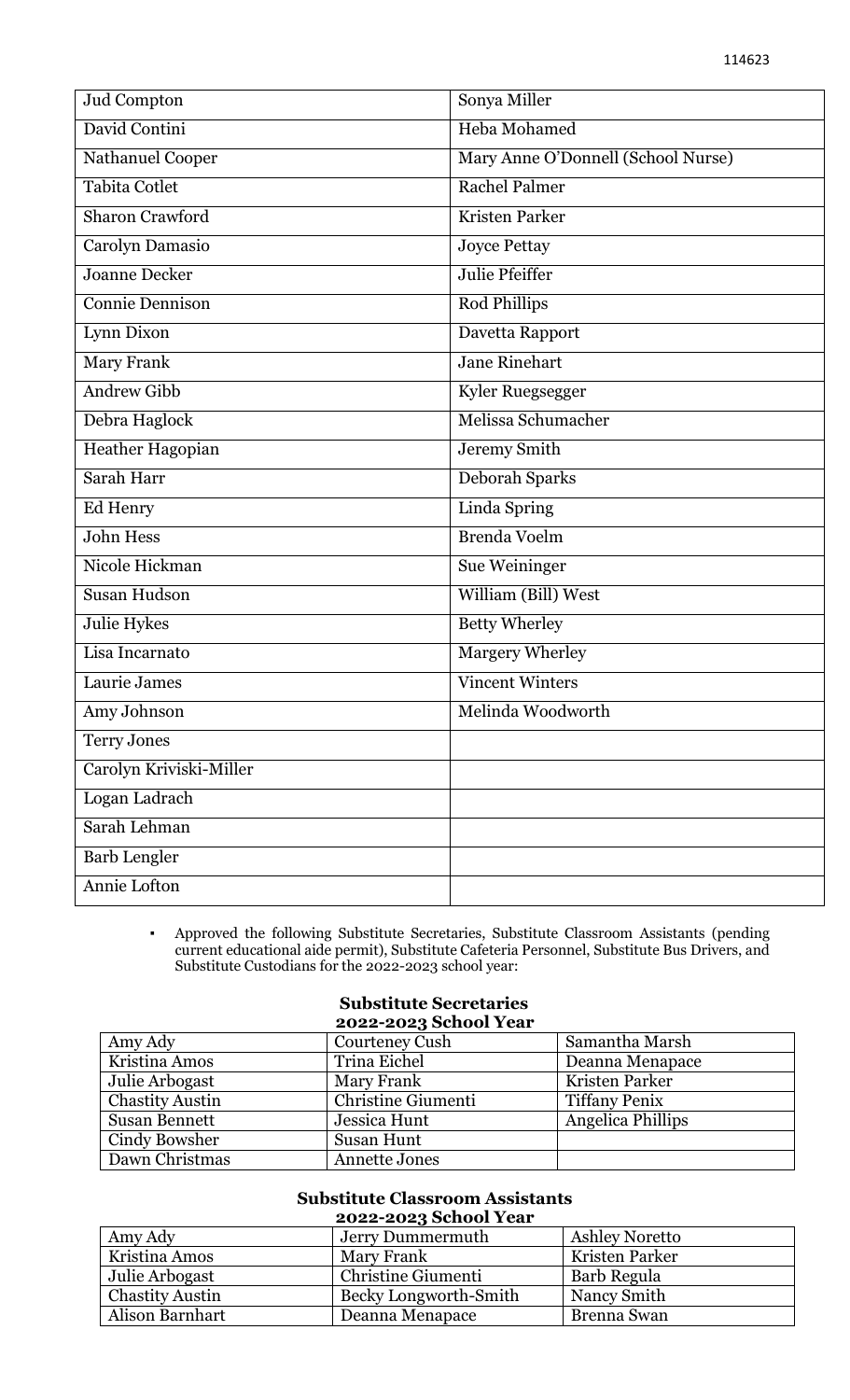| | |
|---|---|
| Jud Compton | Sonya Miller |
| David Contini | Heba Mohamed |
| Nathanuel Cooper | Mary Anne O'Donnell (School Nurse) |
| Tabita Cotlet | Rachel Palmer |
| Sharon Crawford | Kristen Parker |
| Carolyn Damasio | Joyce Pettay |
| Joanne Decker | Julie Pfeiffer |
| Connie Dennison | Rod Phillips |
| Lynn Dixon | Davetta Rapport |
| Mary Frank | Jane Rinehart |
| Andrew Gibb | Kyler Ruegsegger |
| Debra Haglock | Melissa Schumacher |
| Heather Hagopian | Jeremy Smith |
| Sarah Harr | Deborah Sparks |
| Ed Henry | Linda Spring |
| John Hess | Brenda Voelm |
| Nicole Hickman | Sue Weininger |
| Susan Hudson | William (Bill) West |
| Julie Hykes | Betty Wherley |
| Lisa Incarnato | Margery Wherley |
| Laurie James | Vincent Winters |
| Amy Johnson | Melinda Woodworth |
| Terry Jones | |
| Carolyn Kriviski-Miller | |
| Logan Ladrach | |
| Sarah Lehman | |
| Barb Lengler | |
| Annie Lofton | |

- Approved the following Substitute Secretaries, Substitute Classroom Assistants (pending current educational aide permit), Substitute Cafeteria Personnel, Substitute Bus Drivers, and Substitute Custodians for the 2022-2023 school year:

**Substitute Secretaries**
**2022-2023 School Year**

| | | |
|---|---|---|
| Amy Ady | Courteney Cush | Samantha Marsh |
| Kristina Amos | Trina Eichel | Deanna Menapace |
| Julie Arbogast | Mary Frank | Kristen Parker |
| Chastity Austin | Christine Giumenti | Tiffany Penix |
| Susan Bennett | Jessica Hunt | Angelica Phillips |
| Cindy Bowsher | Susan Hunt | |
| Dawn Christmas | Annette Jones | |

**Substitute Classroom Assistants**
**2022-2023 School Year**

| | | |
|---|---|---|
| Amy Ady | Jerry Dummermuth | Ashley Noretto |
| Kristina Amos | Mary Frank | Kristen Parker |
| Julie Arbogast | Christine Giumenti | Barb Regula |
| Chastity Austin | Becky Longworth-Smith | Nancy Smith |
| Alison Barnhart | Deanna Menapace | Brenna Swan |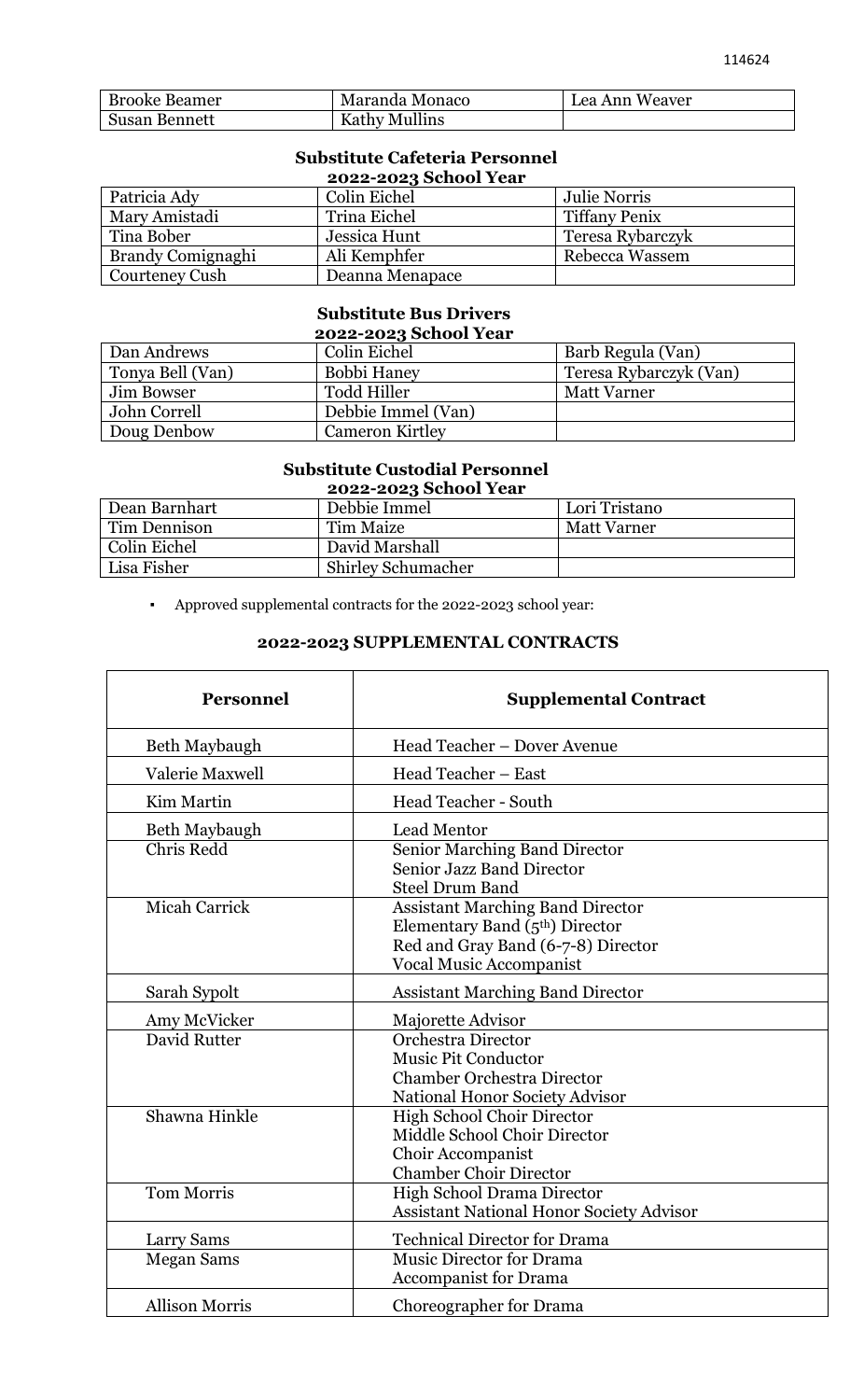| Brooke Beamer | Maranda Monaco | Lea Ann Weaver |
|---|---|---|
| Susan Bennett | Kathy Mullins | |

**Substitute Cafeteria Personnel**
**2022-2023 School Year**

| Patricia Ady | Colin Eichel | Julie Norris |
|---|---|---|
| Mary Amistadi | Trina Eichel | Tiffany Penix |
| Tina Bober | Jessica Hunt | Teresa Rybarczyk |
| Brandy Comignaghi | Ali Kemphfer | Rebecca Wassem |
| Courteney Cush | Deanna Menapace | |

**Substitute Bus Drivers**
**2022-2023 School Year**

| Dan Andrews | Colin Eichel | Barb Regula (Van) |
|---|---|---|
| Tonya Bell (Van) | Bobbi Haney | Teresa Rybarczyk (Van) |
| Jim Bowser | Todd Hiller | Matt Varner |
| John Correll | Debbie Immel (Van) | |
| Doug Denbow | Cameron Kirtley | |

**Substitute Custodial Personnel**
**2022-2023 School Year**

| Dean Barnhart | Debbie Immel | Lori Tristano |
|---|---|---|
| Tim Dennison | Tim Maize | Matt Varner |
| Colin Eichel | David Marshall | |
| Lisa Fisher | Shirley Schumacher | |

- Approved supplemental contracts for the 2022-2023 school year:

**2022-2023 SUPPLEMENTAL CONTRACTS**

| Personnel | Supplemental Contract |
|---|---|
| Beth Maybaugh | Head Teacher – Dover Avenue |
| Valerie Maxwell | Head Teacher – East |
| Kim Martin | Head Teacher - South |
| Beth Maybaugh | Lead Mentor |
| Chris Redd | Senior Marching Band Director<br>Senior Jazz Band Director<br>Steel Drum Band |
| Micah Carrick | Assistant Marching Band Director<br>Elementary Band (5th) Director<br>Red and Gray Band (6-7-8) Director<br>Vocal Music Accompanist |
| Sarah Sypolt | Assistant Marching Band Director |
| Amy McVicker | Majorette Advisor |
| David Rutter | Orchestra Director<br>Music Pit Conductor<br>Chamber Orchestra Director<br>National Honor Society Advisor |
| Shawna Hinkle | High School Choir Director<br>Middle School Choir Director<br>Choir Accompanist<br>Chamber Choir Director |
| Tom Morris | High School Drama Director<br>Assistant National Honor Society Advisor |
| Larry Sams | Technical Director for Drama |
| Megan Sams | Music Director for Drama<br>Accompanist for Drama |
| Allison Morris | Choreographer for Drama |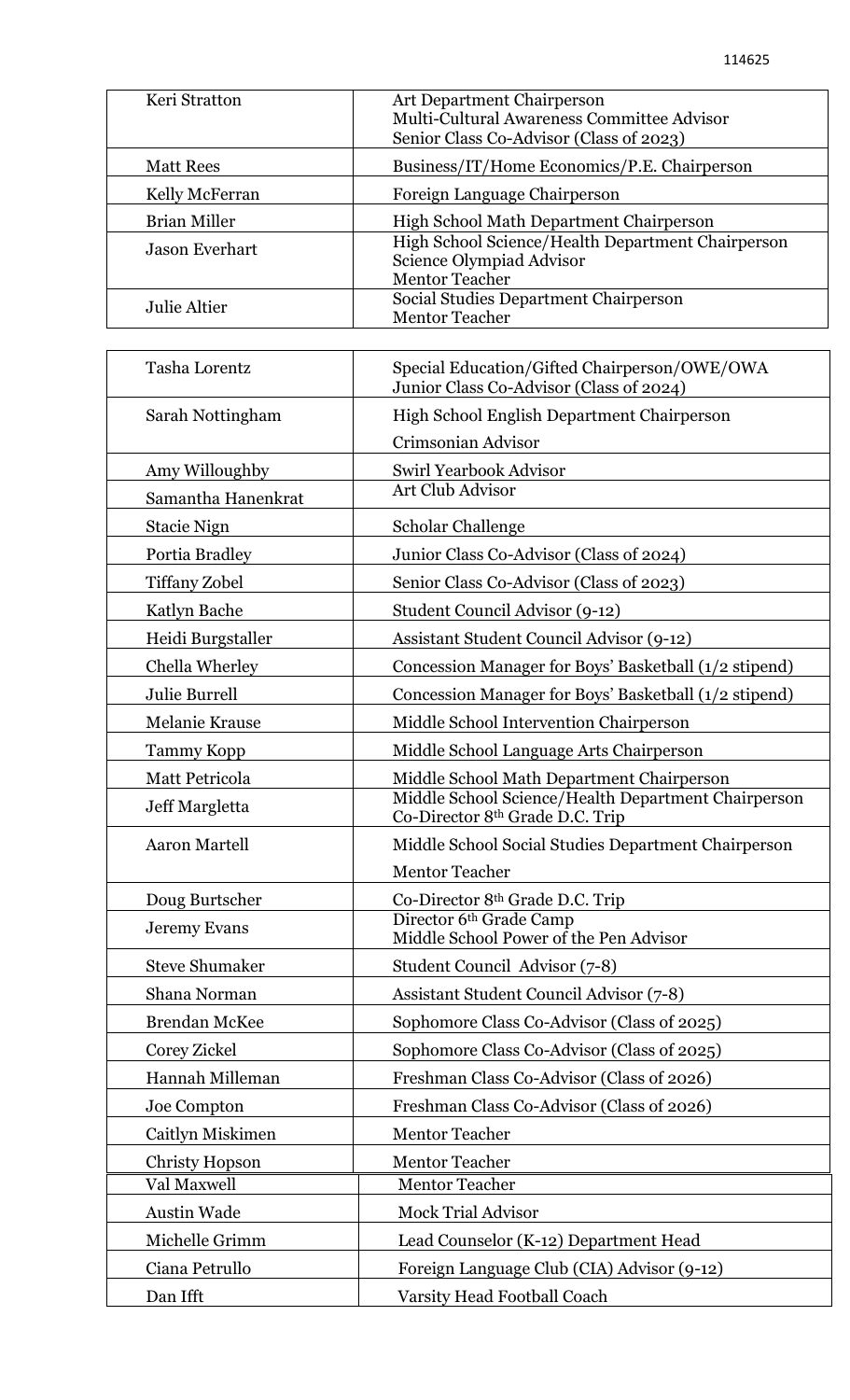| Name | Position |
|---|---|
| Keri Stratton | Art Department Chairperson<br>Multi-Cultural Awareness Committee Advisor<br>Senior Class Co-Advisor (Class of 2023) |
| Matt Rees | Business/IT/Home Economics/P.E. Chairperson |
| Kelly McFerran | Foreign Language Chairperson |
| Brian Miller | High School Math Department Chairperson |
| Jason Everhart | High School Science/Health Department Chairperson<br>Science Olympiad Advisor<br>Mentor Teacher |
| Julie Altier | Social Studies Department Chairperson<br>Mentor Teacher |

| Name | Position |
|---|---|
| Tasha Lorentz | Special Education/Gifted Chairperson/OWE/OWA<br>Junior Class Co-Advisor (Class of 2024) |
| Sarah Nottingham | High School English Department Chairperson<br>Crimsonian Advisor |
| Amy Willoughby | Swirl Yearbook Advisor |
| Samantha Hanenkrat | Art Club Advisor |
| Stacie Nign | Scholar Challenge |
| Portia Bradley | Junior Class Co-Advisor (Class of 2024) |
| Tiffany Zobel | Senior Class Co-Advisor (Class of 2023) |
| Katlyn Bache | Student Council Advisor (9-12) |
| Heidi Burgstaller | Assistant Student Council Advisor (9-12) |
| Chella Wherley | Concession Manager for Boys' Basketball (1/2 stipend) |
| Julie Burrell | Concession Manager for Boys' Basketball (1/2 stipend) |
| Melanie Krause | Middle School Intervention Chairperson |
| Tammy Kopp | Middle School Language Arts Chairperson |
| Matt Petricola | Middle School Math Department Chairperson |
| Jeff Margletta | Middle School Science/Health Department Chairperson<br>Co-Director 8th Grade D.C. Trip |
| Aaron Martell | Middle School Social Studies Department Chairperson<br>Mentor Teacher |
| Doug Burtscher | Co-Director 8th Grade D.C. Trip |
| Jeremy Evans | Director 6th Grade Camp<br>Middle School Power of the Pen Advisor |
| Steve Shumaker | Student Council Advisor (7-8) |
| Shana Norman | Assistant Student Council Advisor (7-8) |
| Brendan McKee | Sophomore Class Co-Advisor (Class of 2025) |
| Corey Zickel | Sophomore Class Co-Advisor (Class of 2025) |
| Hannah Milleman | Freshman Class Co-Advisor (Class of 2026) |
| Joe Compton | Freshman Class Co-Advisor (Class of 2026) |
| Caitlyn Miskimen | Mentor Teacher |
| Christy Hopson | Mentor Teacher |
| Val Maxwell | Mentor Teacher |
| Austin Wade | Mock Trial Advisor |
| Michelle Grimm | Lead Counselor (K-12) Department Head |
| Ciana Petrullo | Foreign Language Club (CIA) Advisor (9-12) |
| Dan Ifft | Varsity Head Football Coach |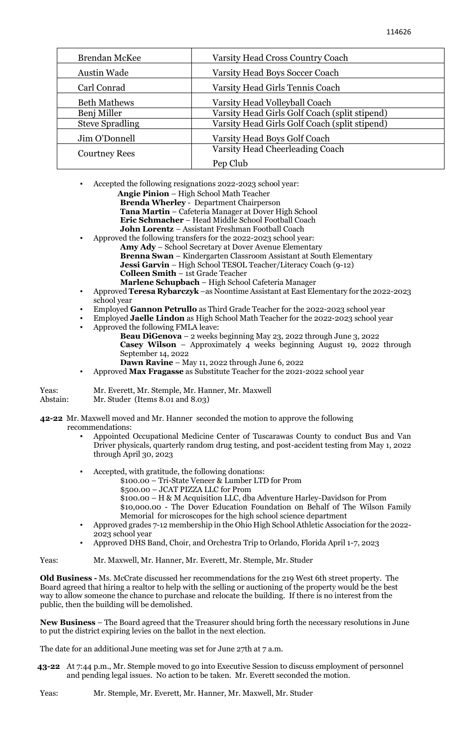| Brendan McKee | Varsity Head Cross Country Coach |
|---|---|
| Austin Wade | Varsity Head Boys Soccer Coach |
| Carl Conrad | Varsity Head Girls Tennis Coach |
| Beth Mathews | Varsity Head Volleyball Coach |
| Benj Miller | Varsity Head Girls Golf Coach (split stipend) |
| Steve Spradling | Varsity Head Girls Golf Coach (split stipend) |
| Jim O'Donnell | Varsity Head Boys Golf Coach |
| Courtney Rees | Varsity Head Cheerleading Coach<br>Pep Club |

- Accepted the following resignations 2022-2023 school year:
  - **Angie Pinion** – High School Math Teacher
  - **Brenda Wherley** - Department Chairperson
  - **Tana Martin** – Cafeteria Manager at Dover High School
  - **Eric Schmacher** – Head Middle School Football Coach
  - **John Lorentz** – Assistant Freshman Football Coach
- Approved the following transfers for the 2022-2023 school year:
  - **Amy Ady** – School Secretary at Dover Avenue Elementary
  - **Brenna Swan** – Kindergarten Classroom Assistant at South Elementary
  - **Jessi Garvin** – High School TESOL Teacher/Literacy Coach (9-12)
  - **Colleen Smith** – 1st Grade Teacher
  - **Marlene Schupbach** – High School Cafeteria Manager
- Approved **Teresa Rybarczyk** –as Noontime Assistant at East Elementary for the 2022-2023 school year
- Employed **Gannon Petrullo** as Third Grade Teacher for the 2022-2023 school year
- Employed **Jaelle Lindon** as High School Math Teacher for the 2022-2023 school year
- Approved the following FMLA leave:
  - **Beau DiGenova** – 2 weeks beginning May 23, 2022 through June 3, 2022
  - **Casey Wilson** – Approximately 4 weeks beginning August 19, 2022 through September 14, 2022
  - **Dawn Ravine** – May 11, 2022 through June 6, 2022
- Approved **Max Fragasse** as Substitute Teacher for the 2021-2022 school year

Yeas: Mr. Everett, Mr. Stemple, Mr. Hanner, Mr. Maxwell
Abstain: Mr. Studer (Items 8.01 and 8.03)

**42-22** Mr. Maxwell moved and Mr. Hanner seconded the motion to approve the following recommendations:

- Appointed Occupational Medicine Center of Tuscarawas County to conduct Bus and Van Driver physicals, quarterly random drug testing, and post-accident testing from May 1, 2022 through April 30, 2023
- Accepted, with gratitude, the following donations:
  - $100.00 – Tri-State Veneer & Lumber LTD for Prom
  - $500.00 – JCAT PIZZA LLC for Prom
  - $100.00 – H & M Acquisition LLC, dba Adventure Harley-Davidson for Prom
  - $10,000.00 - The Dover Education Foundation on Behalf of The Wilson Family Memorial for microscopes for the high school science department
- Approved grades 7-12 membership in the Ohio High School Athletic Association for the 2022-2023 school year
- Approved DHS Band, Choir, and Orchestra Trip to Orlando, Florida April 1-7, 2023

Yeas: Mr. Maxwell, Mr. Hanner, Mr. Everett, Mr. Stemple, Mr. Studer

**Old Business -** Ms. McCrate discussed her recommendations for the 219 West 6th street property. The Board agreed that hiring a realtor to help with the selling or auctioning of the property would be the best way to allow someone the chance to purchase and relocate the building. If there is no interest from the public, then the building will be demolished.

**New Business** – The Board agreed that the Treasurer should bring forth the necessary resolutions in June to put the district expiring levies on the ballot in the next election.

The date for an additional June meeting was set for June 27th at 7 a.m.

**43-22** At 7:44 p.m., Mr. Stemple moved to go into Executive Session to discuss employment of personnel and pending legal issues. No action to be taken. Mr. Everett seconded the motion.

Yeas: Mr. Stemple, Mr. Everett, Mr. Hanner, Mr. Maxwell, Mr. Studer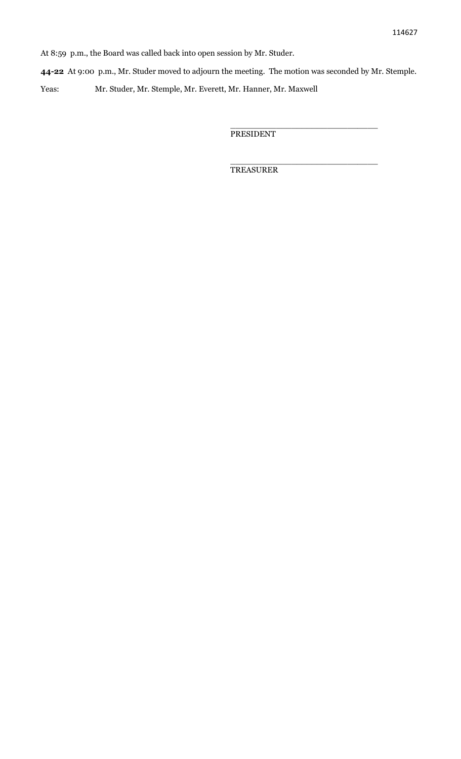At 8:59 p.m., the Board was called back into open session by Mr. Studer.

**44-22** At 9:00 p.m., Mr. Studer moved to adjourn the meeting. The motion was seconded by Mr. Stemple.

Yeas: Mr. Studer, Mr. Stemple, Mr. Everett, Mr. Hanner, Mr. Maxwell

\_\_\_\_\_\_\_\_\_\_\_\_\_\_\_\_\_\_\_\_\_\_\_\_\_\_\_\_\_\_

PRESIDENT

\_\_\_\_\_\_\_\_\_\_\_\_\_\_\_\_\_\_\_\_\_\_\_\_\_\_\_\_\_\_

TREASURER